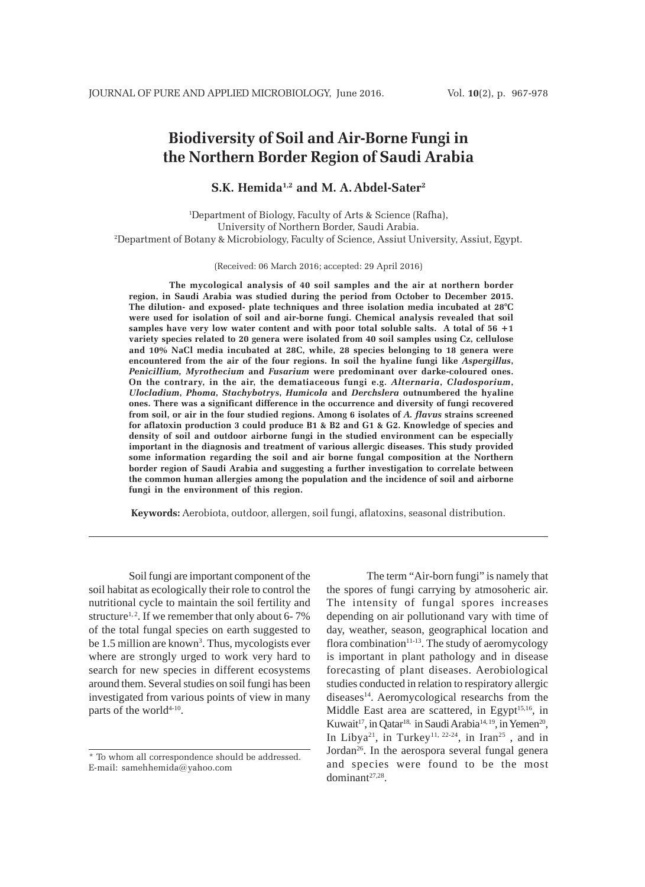# Biodiversity of Soil and Air-Borne Fungi in the Northern Border Region of Saudi Arabia

**S.K. Hemida[1,2] and M. A. Abdel-Sater[2]**

[1]Department of Biology, Faculty of Arts & Science (Rafha), University of Northern Border, Saudi Arabia.
[2]Department of Botany & Microbiology, Faculty of Science, Assiut University, Assiut, Egypt.

(Received: 06 March 2016; accepted: 29 April 2016)

**The mycological analysis of 40 soil samples and the air at northern border region, in Saudi Arabia was studied during the period from October to December 2015. The dilution- and exposed- plate techniques and three isolation media incubated at 28°C were used for isolation of soil and air-borne fungi. Chemical analysis revealed that soil samples have very low water content and with poor total soluble salts. A total of 56 +1 variety species related to 20 genera were isolated from 40 soil samples using Cz, cellulose and 10% NaCl media incubated at 28C, while, 28 species belonging to 18 genera were encountered from the air of the four regions. In soil the hyaline fungi like *Aspergillus*, *Penicillium, Myrothecium* and *Fusarium* were predominant over darke-coloured ones. On the contrary, in the air, the dematiaceous fungi e.g. *Alternaria*, *Cladosporium*, *Ulocladium*, *Phoma*, *Stachybotrys*, *Humicola* and *Derchslera* outnumbered the hyaline ones. There was a significant difference in the occurrence and diversity of fungi recovered from soil, or air in the four studied regions. Among 6 isolates of *A. flavus* strains screened for aflatoxin production 3 could produce B1 & B2 and G1 & G2. Knowledge of species and density of soil and outdoor airborne fungi in the studied environment can be especially important in the diagnosis and treatment of various allergic diseases. This study provided some information regarding the soil and air borne fungal composition at the Northern border region of Saudi Arabia and suggesting a further investigation to correlate between the common human allergies among the population and the incidence of soil and airborne fungi in the environment of this region.**

**Keywords:** Aerobiota, outdoor, allergen, soil fungi, aflatoxins, seasonal distribution.

---

Soil fungi are important component of the soil habitat as ecologically their role to control the nutritional cycle to maintain the soil fertility and structure[1,2]. If we remember that only about 6- 7% of the total fungal species on earth suggested to be 1.5 million are known[3]. Thus, mycologists ever where are strongly urged to work very hard to search for new species in different ecosystems around them. Several studies on soil fungi has been investigated from various points of view in many parts of the world[4-10].

The term "Air-born fungi" is namely that the spores of fungi carrying by atmosoheric air. The intensity of fungal spores increases depending on air pollutionand vary with time of day, weather, season, geographical location and flora combination[11-13]. The study of aeromycology is important in plant pathology and in disease forecasting of plant diseases. Aerobiological studies conducted in relation to respiratory allergic diseases[14]. Aeromycological researchs from the Middle East area are scattered, in Egypt[15,16], in Kuwait[17], in Qatar[18], in Saudi Arabia[14,19], in Yemen[20], In Libya[21], in Turkey[11, 22-24], in Iran[25], and in Jordan[26]. In the aerospora several fungal genera and species were found to be the most dominant[27,28].

---

\* To whom all correspondence should be addressed.
E-mail: samehhemida@yahoo.com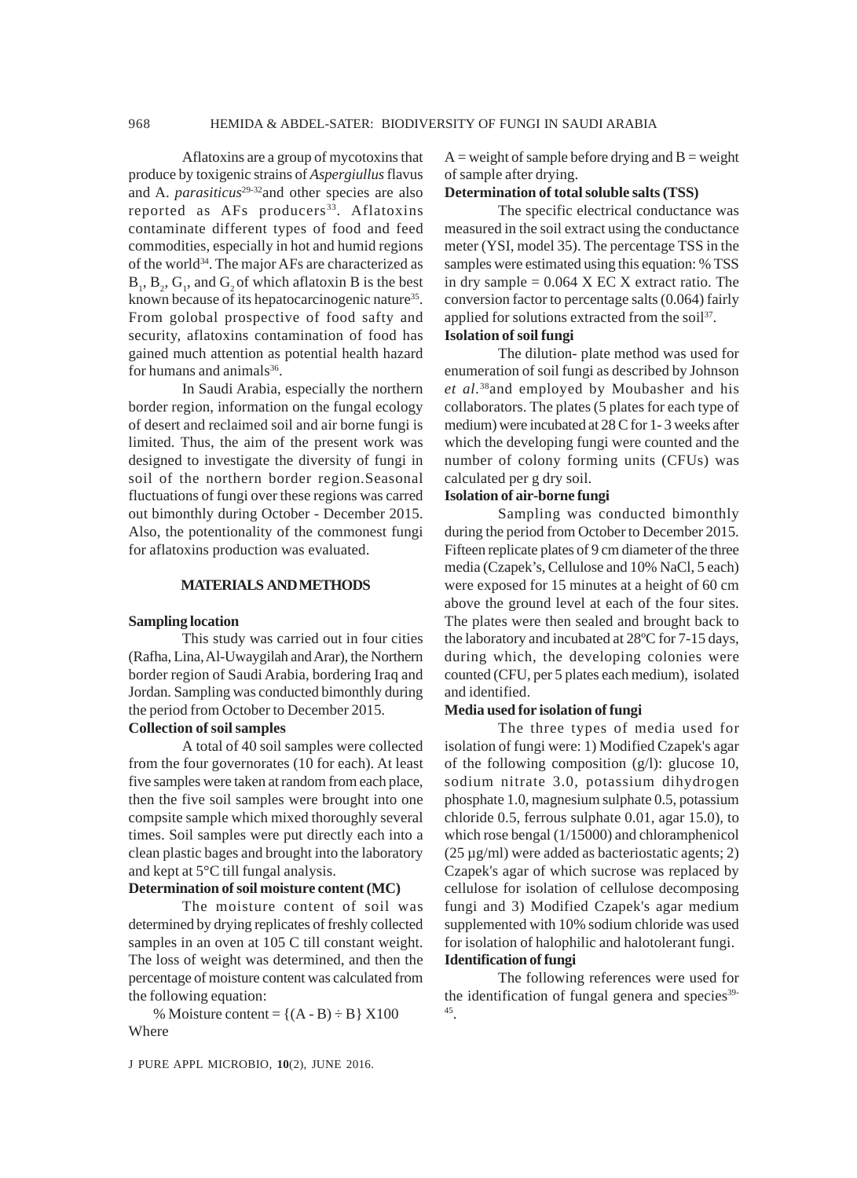Aflatoxins are a group of mycotoxins that produce by toxigenic strains of *Aspergiullus* flavus and A. *parasiticus*[29-32]and other species are also reported as AFs producers[33]. Aflatoxins contaminate different types of food and feed commodities, especially in hot and humid regions of the world[34]. The major AFs are characterized as $B_1$, $B_2$, $G_1$, and $G_2$ of which aflatoxin B is the best known because of its hepatocarcinogenic nature[35]. From golobal prospective of food safty and security, aflatoxins contamination of food has gained much attention as potential health hazard for humans and animals[36].

In Saudi Arabia, especially the northern border region, information on the fungal ecology of desert and reclaimed soil and air borne fungi is limited. Thus, the aim of the present work was designed to investigate the diversity of fungi in soil of the northern border region.Seasonal fluctuations of fungi over these regions was carred out bimonthly during October - December 2015. Also, the potentionality of the commonest fungi for aflatoxins production was evaluated.

## MATERIALS AND METHODS

**Sampling location**

This study was carried out in four cities (Rafha, Lina, Al-Uwaygilah and Arar), the Northern border region of Saudi Arabia, bordering Iraq and Jordan. Sampling was conducted bimonthly during the period from October to December 2015.

**Collection of soil samples**

A total of 40 soil samples were collected from the four governorates (10 for each). At least five samples were taken at random from each place, then the five soil samples were brought into one compsite sample which mixed thoroughly several times. Soil samples were put directly each into a clean plastic bages and brought into the laboratory and kept at 5°C till fungal analysis.

**Determination of soil moisture content (MC)**

The moisture content of soil was determined by drying replicates of freshly collected samples in an oven at 105 C till constant weight. The loss of weight was determined, and then the percentage of moisture content was calculated from the following equation:

$$\% \text{ Moisture content} = \{(A - B) \div B\} \times 100$$

Where

A = weight of sample before drying and B = weight of sample after drying.

**Determination of total soluble salts (TSS)**

The specific electrical conductance was measured in the soil extract using the conductance meter (YSI, model 35). The percentage TSS in the samples were estimated using this equation: % TSS in dry sample = 0.064 X EC X extract ratio. The conversion factor to percentage salts (0.064) fairly applied for solutions extracted from the soil[37].

**Isolation of soil fungi**

The dilution- plate method was used for enumeration of soil fungi as described by Johnson *et al.*[38]and employed by Moubasher and his collaborators. The plates (5 plates for each type of medium) were incubated at 28 C for 1- 3 weeks after which the developing fungi were counted and the number of colony forming units (CFUs) was calculated per g dry soil.

**Isolation of air-borne fungi**

Sampling was conducted bimonthly during the period from October to December 2015. Fifteen replicate plates of 9 cm diameter of the three media (Czapek's, Cellulose and 10% NaCl, 5 each) were exposed for 15 minutes at a height of 60 cm above the ground level at each of the four sites. The plates were then sealed and brought back to the laboratory and incubated at 28ºC for 7-15 days, during which, the developing colonies were counted (CFU, per 5 plates each medium), isolated and identified.

**Media used for isolation of fungi**

The three types of media used for isolation of fungi were: 1) Modified Czapek's agar of the following composition (g/l): glucose 10, sodium nitrate 3.0, potassium dihydrogen phosphate 1.0, magnesium sulphate 0.5, potassium chloride 0.5, ferrous sulphate 0.01, agar 15.0), to which rose bengal (1/15000) and chloramphenicol (25 µg/ml) were added as bacteriostatic agents; 2) Czapek's agar of which sucrose was replaced by cellulose for isolation of cellulose decomposing fungi and 3) Modified Czapek's agar medium supplemented with 10% sodium chloride was used for isolation of halophilic and halotolerant fungi.

**Identification of fungi**

The following references were used for the identification of fungal genera and species[39-45].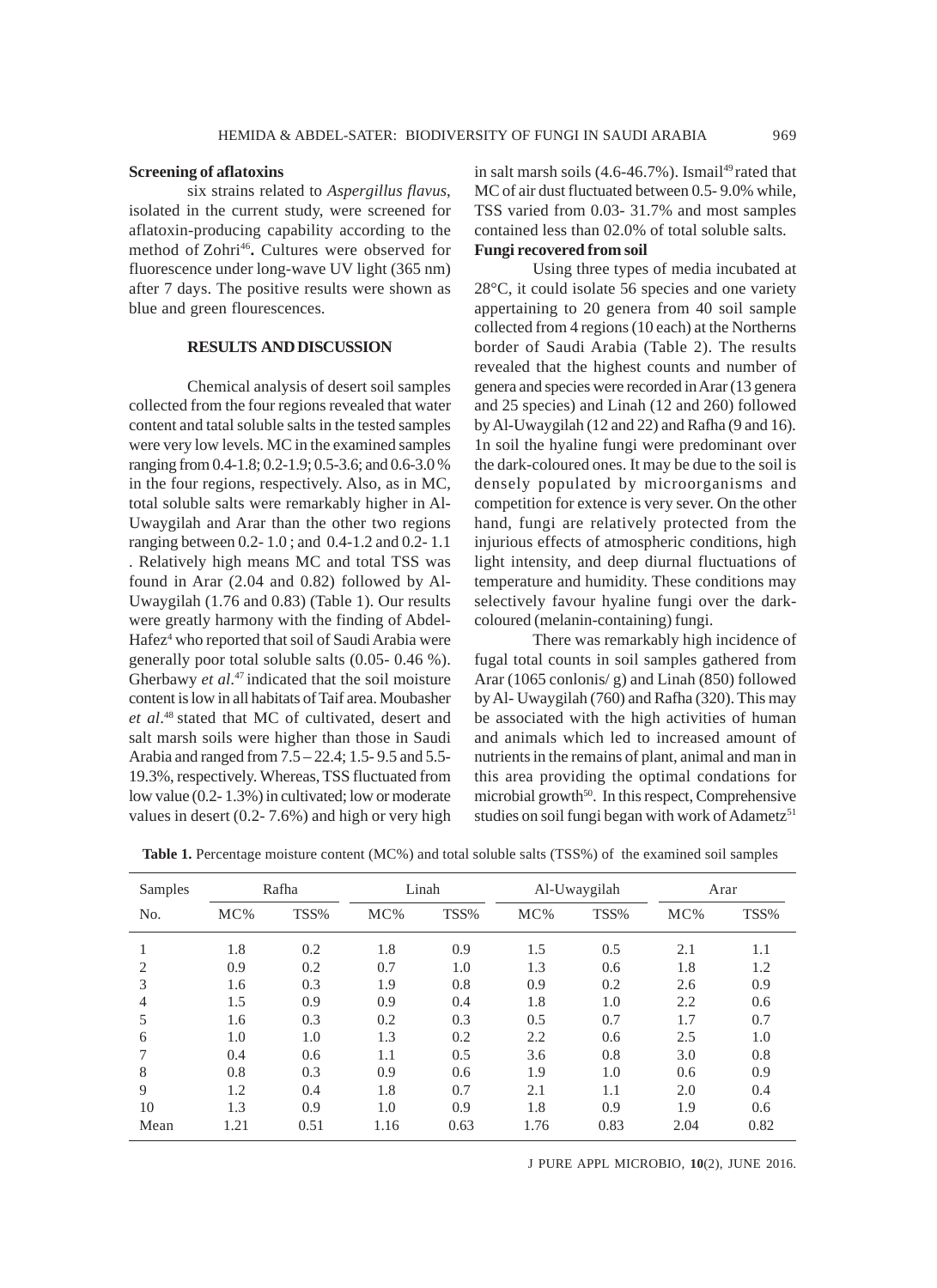### Screening of aflatoxins

six strains related to *Aspergillus flavus*, isolated in the current study, were screened for aflatoxin-producing capability according to the method of Zohri[46]**.** Cultures were observed for fluorescence under long-wave UV light (365 nm) after 7 days. The positive results were shown as blue and green flourescences.

## RESULTS AND DISCUSSION

Chemical analysis of desert soil samples collected from the four regions revealed that water content and tatal soluble salts in the tested samples were very low levels. MC in the examined samples ranging from 0.4-1.8; 0.2-1.9; 0.5-3.6; and 0.6-3.0 % in the four regions, respectively. Also, as in MC, total soluble salts were remarkably higher in Al-Uwaygilah and Arar than the other two regions ranging between 0.2- 1.0 ; and 0.4-1.2 and 0.2- 1.1 . Relatively high means MC and total TSS was found in Arar (2.04 and 0.82) followed by Al-Uwaygilah (1.76 and 0.83) (Table 1). Our results were greatly harmony with the finding of Abdel-Hafez[4] who reported that soil of Saudi Arabia were generally poor total soluble salts (0.05- 0.46 %). Gherbawy *et al.*[47] indicated that the soil moisture content is low in all habitats of Taif area. Moubasher *et al*.[48] stated that MC of cultivated, desert and salt marsh soils were higher than those in Saudi Arabia and ranged from 7.5 – 22.4; 1.5- 9.5 and 5.5-19.3%, respectively. Whereas, TSS fluctuated from low value (0.2- 1.3%) in cultivated; low or moderate values in desert (0.2- 7.6%) and high or very high in salt marsh soils (4.6-46.7%). Ismail[49] rated that MC of air dust fluctuated between 0.5- 9.0% while, TSS varied from 0.03- 31.7% and most samples contained less than 02.0% of total soluble salts.

### Fungi recovered from soil

Using three types of media incubated at 28°C, it could isolate 56 species and one variety appertaining to 20 genera from 40 soil sample collected from 4 regions (10 each) at the Northerns border of Saudi Arabia (Table 2). The results revealed that the highest counts and number of genera and species were recorded in Arar (13 genera and 25 species) and Linah (12 and 260) followed by Al-Uwaygilah (12 and 22) and Rafha (9 and 16). 1n soil the hyaline fungi were predominant over the dark-coloured ones. It may be due to the soil is densely populated by microorganisms and competition for extence is very sever. On the other hand, fungi are relatively protected from the injurious effects of atmospheric conditions, high light intensity, and deep diurnal fluctuations of temperature and humidity. These conditions may selectively favour hyaline fungi over the dark-coloured (melanin-containing) fungi.

There was remarkably high incidence of fugal total counts in soil samples gathered from Arar (1065 conlonis/ g) and Linah (850) followed by Al- Uwaygilah (760) and Rafha (320). This may be associated with the high activities of human and animals which led to increased amount of nutrients in the remains of plant, animal and man in this area providing the optimal condations for microbial growth[50]. In this respect, Comprehensive studies on soil fungi began with work of Adametz[51]

**Table 1.** Percentage moisture content (MC%) and total soluble salts (TSS%) of the examined soil samples

| Samples | Rafha | | Linah | | Al-Uwaygilah | | Arar | |
|---|---|---|---|---|---|---|---|---|
| No. | MC% | TSS% | MC% | TSS% | MC% | TSS% | MC% | TSS% |
| 1 | 1.8 | 0.2 | 1.8 | 0.9 | 1.5 | 0.5 | 2.1 | 1.1 |
| 2 | 0.9 | 0.2 | 0.7 | 1.0 | 1.3 | 0.6 | 1.8 | 1.2 |
| 3 | 1.6 | 0.3 | 1.9 | 0.8 | 0.9 | 0.2 | 2.6 | 0.9 |
| 4 | 1.5 | 0.9 | 0.9 | 0.4 | 1.8 | 1.0 | 2.2 | 0.6 |
| 5 | 1.6 | 0.3 | 0.2 | 0.3 | 0.5 | 0.7 | 1.7 | 0.7 |
| 6 | 1.0 | 1.0 | 1.3 | 0.2 | 2.2 | 0.6 | 2.5 | 1.0 |
| 7 | 0.4 | 0.6 | 1.1 | 0.5 | 3.6 | 0.8 | 3.0 | 0.8 |
| 8 | 0.8 | 0.3 | 0.9 | 0.6 | 1.9 | 1.0 | 0.6 | 0.9 |
| 9 | 1.2 | 0.4 | 1.8 | 0.7 | 2.1 | 1.1 | 2.0 | 0.4 |
| 10 | 1.3 | 0.9 | 1.0 | 0.9 | 1.8 | 0.9 | 1.9 | 0.6 |
| Mean | 1.21 | 0.51 | 1.16 | 0.63 | 1.76 | 0.83 | 2.04 | 0.82 |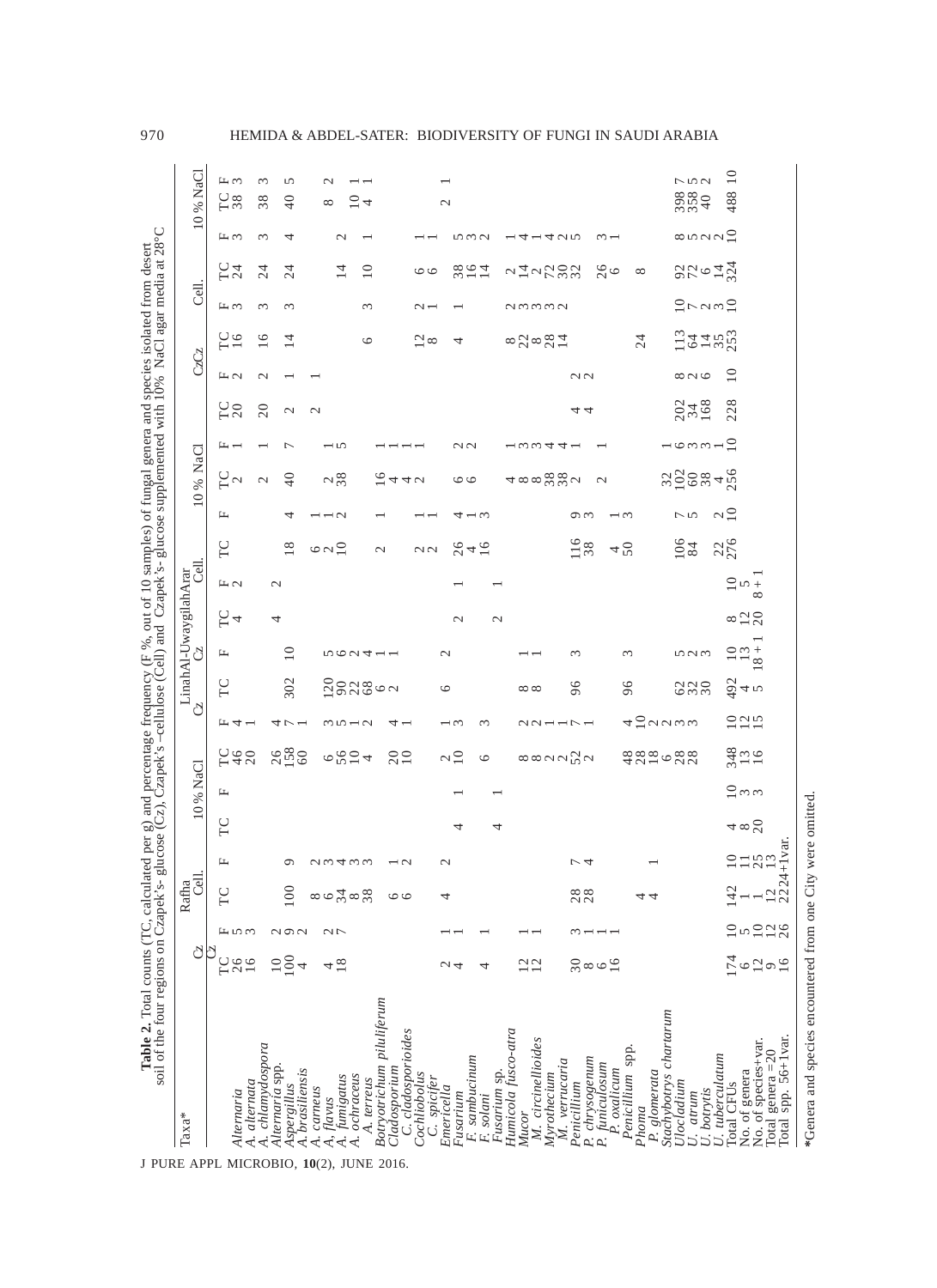**Table 2.** Total counts (TC, calculated per g) and percentage frequency (F %, out of 10 samples) of fungal genera and species isolated from desert soil of the four regions on Czapek's- glucose (Cz), Czapek's –cellulose (Cell) and Czapek's- glucose supplemented with 10% NaCl agar media at 28°C

| Taxa* | | | Rafha | | | | | LinahAl-UwayqilahArar | | | | | | | | | | | | | | | | |
|---|---|---|---|---|---|---|---|---|---|---|---|---|---|---|---|---|---|---|---|---|---|---|---|---|
| | Cz | | Cell. | | 10 % NaCl | | Cz | | Cz | | Cell. | | | | 10 % NaCl | | | | CzCz | | Cell. | | 10 % NaCl | |
| | TC | F | TC | F | TC | F | TC | F | TC | F | TC | F | TC | F | TC | F | TC | F | TC | F | TC | F | TC | F |
| *Alternaria* | 26 | 5 | | | | | 46 | 4 | | | 4 | 2 | | | 2 | 1 | 20 | 2 | 16 | 3 | 24 | 3 | 38 | 3 |
| *A. alternata* | 16 | 3 | | | | | 20 | 1 | | | | | | | | | | | | | | | | |
| *A. chlamydospora* | | | | | | | | | | | | | | | | | | | | | | | | |
| *Alternaria* spp. | 10 | 2 | | | | | 26 | 4 | | | | | | | 2 | 1 | 20 | 2 | 16 | 3 | 24 | 3 | 38 | 3 |
| *Aspergillus* | 100 | 9 | 100 | 9 | | | 158 | 7 | 302 | 10 | 4 | 2 | 18 | 4 | 40 | 7 | 2 | 1 | 14 | 3 | 24 | 4 | 40 | 5 |
| *A. brasiliensis* | 4 | 2 | | | | | 60 | 1 | | | | | | | | | | | | | | | | |
| *A. carneus* | | | 8 | 2 | | | 6 | 3 | 120 | 5 | | | | | | | 2 | 1 | | | | | | |
| *A. flavus* | 4 | 2 | 6 | 3 | | | 56 | 5 | 90 | 6 | | | 6 | 1 | | | | | | | 14 | 2 | 8 | 2 |
| *A. fumigatus* | 18 | 7 | 34 | 4 | | | 10 | 1 | 22 | 2 | | | 2 | 1 | 2 | 1 | | | | | | | | |
| *A. ochraceus* | | | 8 | 3 | | | 4 | 2 | 68 | 4 | | | 10 | 2 | 38 | 5 | | | | | | | | |
| *A. terreus* | | | 38 | 3 | | | | | 6 | 1 | | | | | | | | | 6 | 3 | 10 | 1 | 10 | 1 |
| *Botryotrichum piluliferum* | | | | | | | | | 2 | 1 | | | 2 | 1 | 16 | 1 | | | | | | | 4 | 1 |
| *Cladosporium* | | | 6 | 1 | | | 20 | 4 | | | | | | | 4 | 1 | | | | | | | | |
| *C. cladosporioides* | | | 6 | 2 | | | 10 | 1 | | | | | | | 4 | 1 | | | | | | | | |
| *Cochliobolus* | | | | | | | | | | | | | 2 | 1 | 2 | 1 | | | 12 | 2 | 6 | 1 | | |
| *C. spicifer* | | | | | | | | | | | | | 2 | 1 | | | | | 8 | 1 | 6 | 1 | | |
| *Emericella* | 2 | 1 | 4 | 2 | | | 2 | 1 | | | | | | | | | | | | | | | 2 | 1 |
| *Fusarium* | 4 | 1 | | | | | 10 | 3 | | | | | 26 | 4 | 6 | 2 | | | 4 | 1 | 38 | 5 | | |
| *F. sambucinum* | | | | | | | | | | | | | 4 | 1 | 6 | 2 | | | | | 16 | 3 | | |
| *F. solani* | 4 | 1 | | | | | | | | | | | 16 | 3 | | | | | | | 14 | 2 | | |
| *Fusarium* sp. | | | | | | | | | | | | | | | | | | | | | | | | |
| *Humicola fusco-atra* | | | | | 4 | 1 | 6 | 3 | 6 | 2 | 2 | 1 | | | 4 | 1 | | | 8 | 2 | 2 | 1 | | |
| *Mucor* | 12 | 1 | | | | | 8 | 2 | 8 | 1 | | | | | 8 | 3 | | | 22 | 3 | 14 | 4 | | |
| *M. circinelloides* | 12 | 1 | | | | | 8 | 2 | 8 | 1 | | | | | 8 | 3 | | | 8 | 3 | 2 | 1 | | |
| *Myrothecium* | | | | | 4 | 1 | 2 | 1 | | | 2 | 1 | | | 38 | 4 | | | 28 | 3 | 72 | 4 | | |
| *M. verrucaria* | | | | | | | 2 | 1 | | | | | | | 38 | 4 | | | 14 | 2 | 30 | 2 | | |
| *Penicillium* | 30 | 3 | 28 | 7 | | | 52 | 7 | 96 | 3 | | | 116 | 9 | 2 | 1 | 4 | 2 | | | 32 | 5 | | |
| *P. chrysogenum* | 8 | 1 | 28 | 4 | | | 2 | 1 | | | | | 38 | 3 | | | 4 | 2 | | | | | | |
| *P. funiculosum* | 6 | 1 | | | | | | | | | | | | | 2 | 1 | | | | | | | | |
| *P. oxalicum* | 16 | 1 | | | | | | | | | | | 4 | 1 | | | | | | | 26 | 3 | | |
| *Penicillium* spp. | | | | | | | | | | | | | 50 | 3 | | | | | | | 6 | 1 | | |
| *Phoma* | | | 4 | 1 | | | 48 | 4 | 96 | 3 | | | | | | | | | 24 | | 8 | | | |
| *P. glomerata* | | | 4 | | | | 28 | 10 | | | | | | | | | | | | | | | | |
| *Stachybotrys chartarum* | | | | | | | 18 | 2 | | | | | | | 32 | 1 | | | | | | | | |
| *Ulocladium* | | | | | | | 6 | 2 | 62 | 5 | | | 106 | 7 | 102 | 6 | 202 | 8 | 113 | 10 | 92 | 8 | 398 | 7 |
| *U. atrum* | | | | | | | 28 | 3 | 32 | 2 | | | 84 | 5 | 60 | 3 | 34 | 2 | 64 | 7 | 72 | 5 | 358 | 5 |
| *U. botrytis* | | | | | | | 28 | 3 | 30 | 3 | | | | | 38 | 3 | 168 | 6 | 14 | 2 | 6 | 2 | 40 | 2 |
| *U. tuberculatum* | | | | | | | | | | | | | 22 | 2 | 4 | 1 | | | 35 | 3 | 14 | 2 | | |
| Total CFUs | 174 | 10 | 142 | 10 | 4 | 10 | 348 | 10 | 492 | 10 | 8 | 10 | 276 | 10 | 256 | 10 | 228 | 10 | 253 | 10 | 324 | 10 | 488 | 10 |
| No. of genera | 6 | 5 | 1 | 11 | 8 | 3 | 13 | 12 | 4 | 13 | 12 | 5 | | | | | | | | | | | | |
| No. of species+var. | 12 | | | 25 | 20 | 3 | 16 | 15 | 5 | 18 + 1 | 20 | 8 + 1 | | | | | | | | | | | | |
| Total genera =20 | 9 | 12 | 12 | 13 | | | | | | | | | | | | | | | | | | | | |
| Total spp. 56+1var. | 16 | 26 | 22 24+1var. | | | | | | | | | | | | | | | | | | | | | |

*Genera and species encountered from one City were omitted.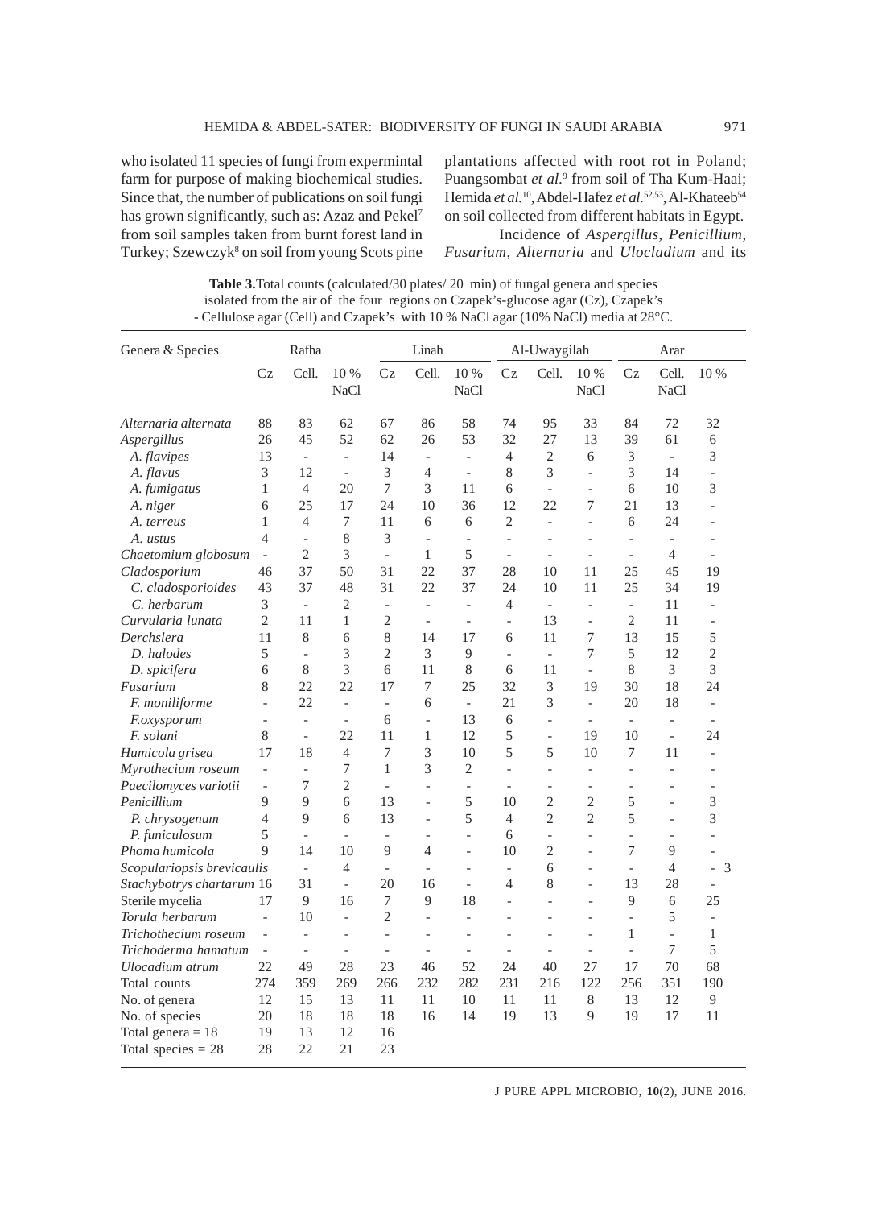who isolated 11 species of fungi from expermintal farm for purpose of making biochemical studies. Since that, the number of publications on soil fungi has grown significantly, such as: Azaz and Pekel[7] from soil samples taken from burnt forest land in Turkey; Szewczyk[8] on soil from young Scots pine plantations affected with root rot in Poland; Puangsombat *et al.*[9] from soil of Tha Kum-Haai; Hemida *et al.*[10], Abdel-Hafez *et al.*[52,53], Al-Khateeb[54] on soil collected from different habitats in Egypt.

Incidence of *Aspergillus*, *Penicillium*, *Fusarium*, *Alternaria* and *Ulocladium* and its

**Table 3.** Total counts (calculated/30 plates/ 20 min) of fungal genera and species isolated from the air of the four regions on Czapek's-glucose agar (Cz), Czapek's - Cellulose agar (Cell) and Czapek's with 10 % NaCl agar (10% NaCl) media at 28°C.

| Genera & Species | Rafha | | | Linah | | | Al-Uwaygilah | | | Arar | | |
|---|---|---|---|---|---|---|---|---|---|---|---|---|
| | Cz | Cell. | 10 % NaCl | Cz | Cell. | 10 % NaCl | Cz | Cell. | 10 % NaCl | Cz | Cell. | 10 % NaCl |
| *Alternaria alternata* | 88 | 83 | 62 | 67 | 86 | 58 | 74 | 95 | 33 | 84 | 72 | 32 |
| *Aspergillus* | 26 | 45 | 52 | 62 | 26 | 53 | 32 | 27 | 13 | 39 | 61 | 6 |
| *A. flavipes* | 13 | - | - | 14 | - | - | 4 | 2 | 6 | 3 | - | 3 |
| *A. flavus* | 3 | 12 | - | 3 | 4 | - | 8 | 3 | - | 3 | 14 | - |
| *A. fumigatus* | 1 | 4 | 20 | 7 | 3 | 11 | 6 | - | - | 6 | 10 | 3 |
| *A. niger* | 6 | 25 | 17 | 24 | 10 | 36 | 12 | 22 | 7 | 21 | 13 | - |
| *A. terreus* | 1 | 4 | 7 | 11 | 6 | 6 | 2 | - | - | 6 | 24 | - |
| *A. ustus* | 4 | - | 8 | 3 | - | - | - | - | - | - | - | - |
| *Chaetomium globosum* | - | 2 | 3 | - | 1 | 5 | - | - | - | - | 4 | - |
| *Cladosporium* | 46 | 37 | 50 | 31 | 22 | 37 | 28 | 10 | 11 | 25 | 45 | 19 |
| *C. cladosporioides* | 43 | 37 | 48 | 31 | 22 | 37 | 24 | 10 | 11 | 25 | 34 | 19 |
| *C. herbarum* | 3 | - | 2 | - | - | - | 4 | - | - | - | 11 | - |
| *Curvularia lunata* | 2 | 11 | 1 | 2 | - | - | - | 13 | - | 2 | 11 | - |
| *Derchslera* | 11 | 8 | 6 | 8 | 14 | 17 | 6 | 11 | 7 | 13 | 15 | 5 |
| *D. halodes* | 5 | - | 3 | 2 | 3 | 9 | - | - | 7 | 5 | 12 | 2 |
| *D. spicifera* | 6 | 8 | 3 | 6 | 11 | 8 | 6 | 11 | - | 8 | 3 | 3 |
| *Fusarium* | 8 | 22 | 22 | 17 | 7 | 25 | 32 | 3 | 19 | 30 | 18 | 24 |
| *F. moniliforme* | - | 22 | - | - | 6 | - | 21 | 3 | - | 20 | 18 | - |
| *F.oxysporum* | - | - | - | 6 | - | 13 | 6 | - | - | - | - | - |
| *F. solani* | 8 | - | 22 | 11 | 1 | 12 | 5 | - | 19 | 10 | - | 24 |
| *Humicola grisea* | 17 | 18 | 4 | 7 | 3 | 10 | 5 | 5 | 10 | 7 | 11 | - |
| *Myrothecium roseum* | - | - | 7 | 1 | 3 | 2 | - | - | - | - | - | - |
| *Paecilomyces variotii* | - | 7 | 2 | - | - | - | - | - | - | - | - | - |
| *Penicillium* | 9 | 9 | 6 | 13 | - | 5 | 10 | 2 | 2 | 5 | - | 3 |
| *P. chrysogenum* | 4 | 9 | 6 | 13 | - | 5 | 4 | 2 | 2 | 5 | - | 3 |
| *P. funiculosum* | 5 | - | - | - | - | - | 6 | - | - | - | - | - |
| *Phoma humicola* | 9 | 14 | 10 | 9 | 4 | - | 10 | 2 | - | 7 | 9 | - |
| *Scopulariopsis brevicaulis* | | - | 4 | - | - | - | - | 6 | - | - | 4 | - 3 |
| *Stachybotrys chartarum* | 16 | 31 | - | 20 | 16 | - | 4 | 8 | - | 13 | 28 | - |
| Sterile mycelia | 17 | 9 | 16 | 7 | 9 | 18 | - | - | - | 9 | 6 | 25 |
| *Torula herbarum* | - | 10 | - | 2 | - | - | - | - | - | - | 5 | - |
| *Trichothecium roseum* | - | - | - | - | - | - | - | - | - | 1 | - | 1 |
| *Trichoderma hamatum* | - | - | - | - | - | - | - | - | - | - | 7 | 5 |
| *Ulocadium atrum* | 22 | 49 | 28 | 23 | 46 | 52 | 24 | 40 | 27 | 17 | 70 | 68 |
| Total counts | 274 | 359 | 269 | 266 | 232 | 282 | 231 | 216 | 122 | 256 | 351 | 190 |
| No. of genera | 12 | 15 | 13 | 11 | 11 | 10 | 11 | 11 | 8 | 13 | 12 | 9 |
| No. of species | 20 | 18 | 18 | 18 | 16 | 14 | 19 | 13 | 9 | 19 | 17 | 11 |
| Total genera = 18 | 19 | 13 | 12 | 16 | | | | | | | | |
| Total species = 28 | 28 | 22 | 21 | 23 | | | | | | | | |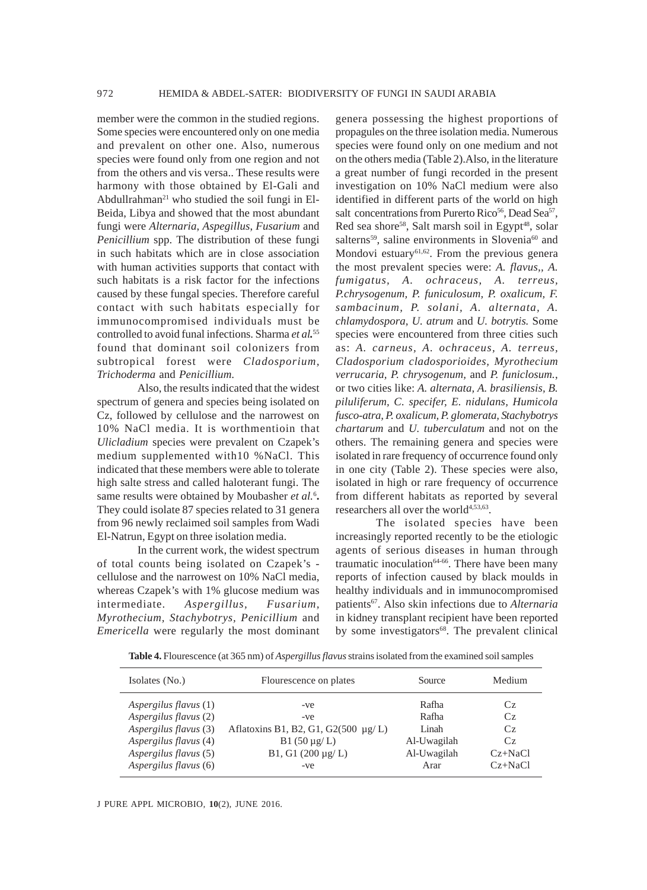member were the common in the studied regions. Some species were encountered only on one media and prevalent on other one. Also, numerous species were found only from one region and not from the others and vis versa.. These results were harmony with those obtained by El-Gali and Abdullrahman[21] who studied the soil fungi in El-Beida, Libya and showed that the most abundant fungi were *Alternaria*, *Aspegillus*, *Fusarium* and *Penicillium* spp. The distribution of these fungi in such habitats which are in close association with human activities supports that contact with such habitats is a risk factor for the infections caused by these fungal species. Therefore careful contact with such habitats especially for immunocompromised individuals must be controlled to avoid funal infections. Sharma *et al.*[55] found that dominant soil colonizers from subtropical forest were *Cladosporium*, *Trichoderma* and *Penicillium.*

Also, the results indicated that the widest spectrum of genera and species being isolated on Cz, followed by cellulose and the narrowest on 10% NaCl media. It is worthmentioin that *Ulicladium* species were prevalent on Czapek's medium supplemented with10 %NaCl. This indicated that these members were able to tolerate high salte stress and called haloterant fungi. The same results were obtained by Moubasher *et al.*[6]. They could isolate 87 species related to 31 genera from 96 newly reclaimed soil samples from Wadi El-Natrun, Egypt on three isolation media.

In the current work, the widest spectrum of total counts being isolated on Czapek's - cellulose and the narrowest on 10% NaCl media, whereas Czapek's with 1% glucose medium was intermediate. *Aspergillus, Fusarium, Myrothecium, Stachybotrys, Penicillium* and *Emericella* were regularly the most dominant genera possessing the highest proportions of propagules on the three isolation media. Numerous species were found only on one medium and not on the others media (Table 2).Also, in the literature a great number of fungi recorded in the present investigation on 10% NaCl medium were also identified in different parts of the world on high salt concentrations from Purerto Rico[56], Dead Sea[57], Red sea shore[58], Salt marsh soil in Egypt[48], solar salterns[59], saline environments in Slovenia[60] and Mondovi estuary[61,62]. From the previous genera the most prevalent species were: *A. flavus,, A. fumigatus, A. ochraceus, A. terreus, P.chrysogenum, P. funiculosum, P. oxalicum, F. sambacinum, P. solani, A. alternata, A. chlamydospora, U. atrum* and *U. botrytis.* Some species were encountered from three cities such as: *A. carneus, A. ochraceus, A. terreus, Cladosporium cladosporioides, Myrothecium verrucaria, P. chrysogenum,* and *P. funiclosum.*, or two cities like: *A. alternata, A. brasiliensis, B. piluliferum, C. specifer, E. nidulans, Humicola fusco-atra, P. oxalicum, P. glomerata, Stachybotrys chartarum* and *U. tuberculatum* and not on the others. The remaining genera and species were isolated in rare frequency of occurrence found only in one city (Table 2). These species were also, isolated in high or rare frequency of occurrence from different habitats as reported by several researchers all over the world[4,53,63].

The isolated species have been increasingly reported recently to be the etiologic agents of serious diseases in human through traumatic inoculation[64-66]. There have been many reports of infection caused by black moulds in healthy individuals and in immunocompromised patients[67]. Also skin infections due to *Alternaria* in kidney transplant recipient have been reported by some investigators[68]. The prevalent clinical

**Table 4.** Flourescence (at 365 nm) of *Aspergillus flavus* strains isolated from the examined soil samples

| Isolates (No.) | Flourescence on plates | Source | Medium |
|---|---|---|---|
| *Aspergilus flavus* (1) | -ve | Rafha | Cz |
| *Aspergilus flavus* (2) | -ve | Rafha | Cz |
| *Aspergilus flavus* (3) | Aflatoxins B1, B2, G1, G2(500 µg/ L) | Linah | Cz |
| *Aspergilus flavus* (4) | B1 (50 µg/ L) | Al-Uwagilah | Cz |
| *Aspergilus flavus* (5) | B1, G1 (200 µg/ L) | Al-Uwagilah | Cz+NaCl |
| *Aspergilus flavus* (6) | -ve | Arar | Cz+NaCl |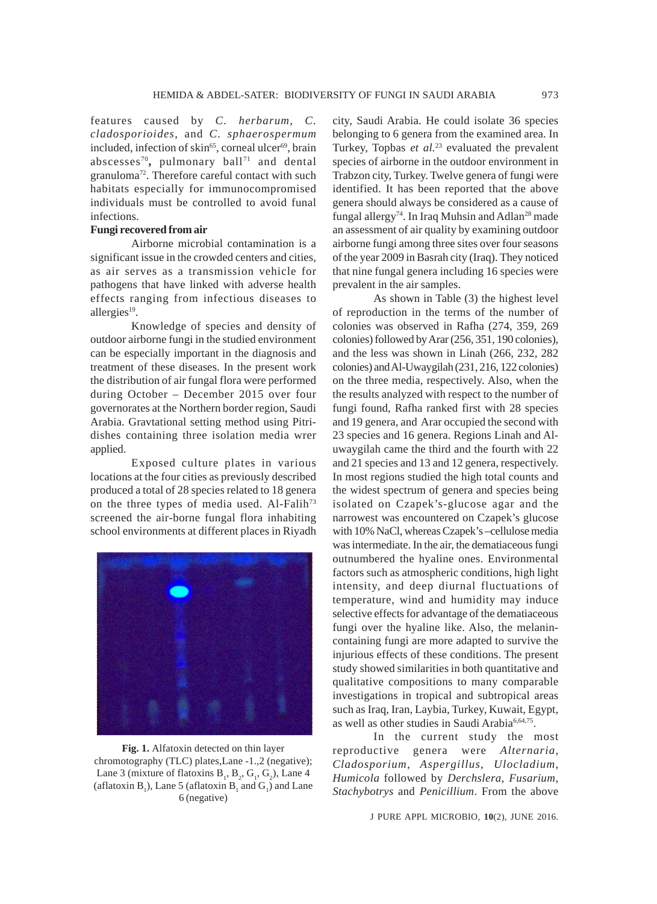features caused by *C. herbarum, C. cladosporioides*, and *C. sphaerospermum* included, infection of skin[65], corneal ulcer[69], brain abscesses[70], pulmonary ball[71] and dental granuloma[72]. Therefore careful contact with such habitats especially for immunocompromised individuals must be controlled to avoid funal infections.

**Fungi recovered from air**

Airborne microbial contamination is a significant issue in the crowded centers and cities, as air serves as a transmission vehicle for pathogens that have linked with adverse health effects ranging from infectious diseases to allergies[19].

Knowledge of species and density of outdoor airborne fungi in the studied environment can be especially important in the diagnosis and treatment of these diseases. In the present work the distribution of air fungal flora were performed during October – December 2015 over four governorates at the Northern border region, Saudi Arabia. Gravtational setting method using Pitri-dishes containing three isolation media wrer applied.

Exposed culture plates in various locations at the four cities as previously described produced a total of 28 species related to 18 genera on the three types of media used. Al-Falih[73] screened the air-borne fungal flora inhabiting school environments at different places in Riyadh city, Saudi Arabia. He could isolate 36 species belonging to 6 genera from the examined area. In Turkey, Topbas *et al.*[23] evaluated the prevalent species of airborne in the outdoor environment in Trabzon city, Turkey. Twelve genera of fungi were identified. It has been reported that the above genera should always be considered as a cause of fungal allergy[74]. In Iraq Muhsin and Adlan[28] made an assessment of air quality by examining outdoor airborne fungi among three sites over four seasons of the year 2009 in Basrah city (Iraq). They noticed that nine fungal genera including 16 species were prevalent in the air samples.

**Fig. 1.** Alfatoxin detected on thin layer chromotography (TLC) plates,Lane -1.,2 (negative); Lane 3 (mixture of flatoxins $B_1$, $B_2$, $G_1$, $G_2$), Lane 4 (aflatoxin $B_1$), Lane 5 (aflatoxin $B_1$ and $G_1$) and Lane 6 (negative)

As shown in Table (3) the highest level of reproduction in the terms of the number of colonies was observed in Rafha (274, 359, 269 colonies) followed by Arar (256, 351, 190 colonies), and the less was shown in Linah (266, 232, 282 colonies) and Al-Uwaygilah (231, 216, 122 colonies) on the three media, respectively. Also, when the the results analyzed with respect to the number of fungi found, Rafha ranked first with 28 species and 19 genera, and Arar occupied the second with 23 species and 16 genera. Regions Linah and Al-uwaygilah came the third and the fourth with 22 and 21 species and 13 and 12 genera, respectively. In most regions studied the high total counts and the widest spectrum of genera and species being isolated on Czapek's-glucose agar and the narrowest was encountered on Czapek's glucose with 10% NaCl, whereas Czapek's –cellulose media was intermediate. In the air, the dematiaceous fungi outnumbered the hyaline ones. Environmental factors such as atmospheric conditions, high light intensity, and deep diurnal fluctuations of temperature, wind and humidity may induce selective effects for advantage of the dematiaceous fungi over the hyaline like. Also, the melanin-containing fungi are more adapted to survive the injurious effects of these conditions. The present study showed similarities in both quantitative and qualitative compositions to many comparable investigations in tropical and subtropical areas such as Iraq, Iran, Laybia, Turkey, Kuwait, Egypt, as well as other studies in Saudi Arabia[6,64,75].

In the current study the most reproductive genera were *Alternaria, Cladosporium, Aspergillus, Ulocladium, Humicola* followed by *Derchslera, Fusarium, Stachybotrys* and *Penicillium*. From the above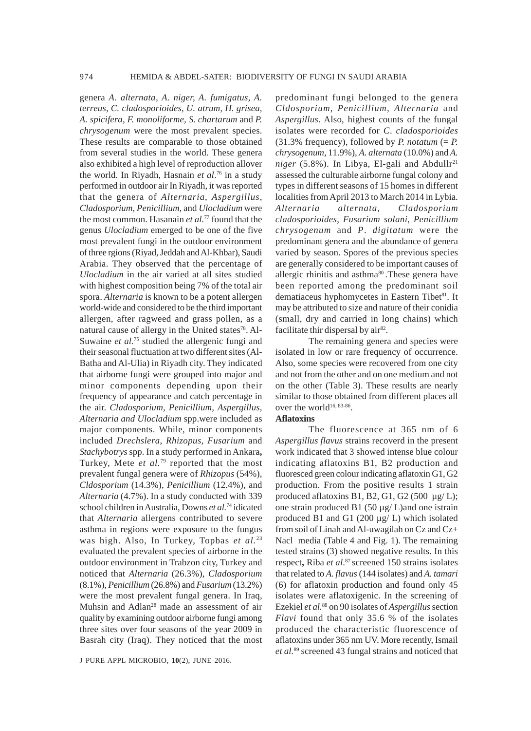genera *A. alternata, A. niger, A. fumigatus, A. terreus, C. cladosporioides, U. atrum, H. grisea, A. spicifera, F. monoliforme, S. chartarum* and *P. chrysogenum* were the most prevalent species. These results are comparable to those obtained from several studies in the world. These genera also exhibited a high level of reproduction allover the world. In Riyadh, Hasnain *et al*.[76] in a study performed in outdoor air In Riyadh, it was reported that the genera of *Alternaria*, *Aspergillus*, *Cladosporium, Penicillium*, and *Ulocladium* were the most common. Hasanain *et al*.[77] found that the genus *Ulocladium* emerged to be one of the five most prevalent fungi in the outdoor environment of three rgions (Riyad, Jeddah and Al-Khbar), Saudi Arabia. They observed that the percentage of *Ulocladium* in the air varied at all sites studied with highest composition being 7% of the total air spora. *Alternaria* is known to be a potent allergen world-wide and considered to be the third important allergen, after ragweed and grass pollen, as a natural cause of allergy in the United states[78]. Al-Suwaine *et al*.[75] studied the allergenic fungi and their seasonal fluctuation at two different sites (Al-Batha and Al-Ulia) in Riyadh city. They indicated that airborne fungi were grouped into major and minor components depending upon their frequency of appearance and catch percentage in the air. *Cladosporium, Penicillium, Aspergillus, Alternaria and Ulocladium* spp.were included as major components. While, minor components included *Drechslera, Rhizopus, Fusarium* and *Stachybotrys* spp. In a study performed in Ankara**,** Turkey, Mete *et al*.[79] reported that the most prevalent fungal genera were of *Rhizopus* (54%), *Cldosporium* (14.3%), *Penicillium* (12.4%), and *Alternaria* (4.7%). In a study conducted with 339 school children in Australia, Downs *et al.*[74] idicated that *Alternaria* allergens contributed to severe asthma in regions were exposure to the fungus was high. Also, In Turkey, Topbas *et al.*[23] evaluated the prevalent species of airborne in the outdoor environment in Trabzon city, Turkey and noticed that *Alternaria* (26.3%), *Cladosporium* (8.1%), *Penicillium* (26.8%) and *Fusarium* (13.2%) were the most prevalent fungal genera. In Iraq, Muhsin and Adlan[28] made an assessment of air quality by examining outdoor airborne fungi among three sites over four seasons of the year 2009 in Basrah city (Iraq). They noticed that the most predominant fungi belonged to the genera *Cldosporium*, *Penicillium*, *Alternaria* and *Aspergillus*. Also, highest counts of the fungal isolates were recorded for *C. cladosporioides* (31.3% frequency), followed by *P. notatum* (= *P. chrysogenum*, 11.9%), *A. alternata* (10.0%) and *A. niger* (5.8%). In Libya, El-gali and Abdullr[21] assessed the culturable airborne fungal colony and types in different seasons of 15 homes in different localities from April 2013 to March 2014 in Lybia. *Alternaria alternata*, *Cladosporium cladosporioides*, *Fusarium solani*, *Penicillium chrysogenum* and *P. digitatum* were the predominant genera and the abundance of genera varied by season. Spores of the previous species are generally considered to be important causes of allergic rhinitis and asthma[80] .These genera have been reported among the predominant soil dematiaceus hyphomycetes in Eastern Tibet[81]. It may be attributed to size and nature of their conidia (small, dry and carried in long chains) which facilitate thir dispersal by air[82].

The remaining genera and species were isolated in low or rare frequency of occurrence. Also, some species were recovered from one city and not from the other and on one medium and not on the other (Table 3). These results are nearly similar to those obtained from different places all over the world[16, 83-86].

### Aflatoxins

The fluorescence at 365 nm of 6 *Aspergillus flavus* strains recoverd in the present work indicated that 3 showed intense blue colour indicating aflatoxins B1, B2 production and fluoresced green colour indicating aflatoxin G1, G2 production. From the positive results 1 strain produced aflatoxins B1, B2, G1, G2 (500 µg/ L); one strain produced B1 (50 µg/ L)and one istrain produced B1 and G1 (200 µg/ L) which isolated from soil of Linah and Al-uwagilah on Cz and Cz+ Nacl media (Table 4 and Fig. 1). The remaining tested strains (3) showed negative results. In this respect**,** Riba *et al*.[87] screened 150 strains isolates that related to *A. flavus* (144 isolates) and *A. tamari* (6) for aflatoxin production and found only 45 isolates were aflatoxigenic. In the screening of Ezekiel *et al.*[88] on 90 isolates of *Aspergillus* section *Flavi* found that only 35.6 % of the isolates produced the characteristic fluorescence of aflatoxins under 365 nm UV. More recently, Ismail *et al*.[89] screened 43 fungal strains and noticed that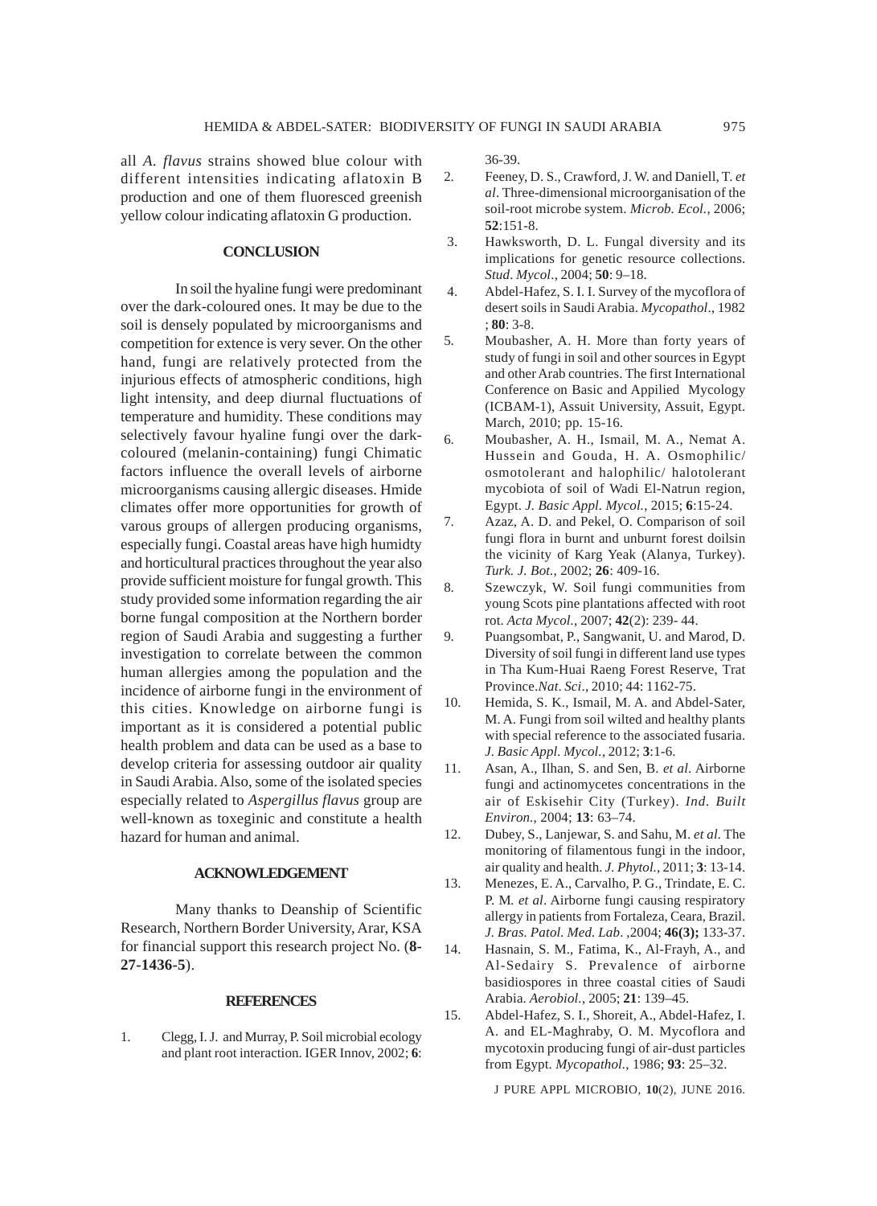all *A. flavus* strains showed blue colour with different intensities indicating aflatoxin B production and one of them fluoresced greenish yellow colour indicating aflatoxin G production.

## CONCLUSION

In soil the hyaline fungi were predominant over the dark-coloured ones. It may be due to the soil is densely populated by microorganisms and competition for extence is very sever. On the other hand, fungi are relatively protected from the injurious effects of atmospheric conditions, high light intensity, and deep diurnal fluctuations of temperature and humidity. These conditions may selectively favour hyaline fungi over the dark-coloured (melanin-containing) fungi Chimatic factors influence the overall levels of airborne microorganisms causing allergic diseases. Hmide climates offer more opportunities for growth of varous groups of allergen producing organisms, especially fungi. Coastal areas have high humidty and horticultural practices throughout the year also provide sufficient moisture for fungal growth. This study provided some information regarding the air borne fungal composition at the Northern border region of Saudi Arabia and suggesting a further investigation to correlate between the common human allergies among the population and the incidence of airborne fungi in the environment of this cities. Knowledge on airborne fungi is important as it is considered a potential public health problem and data can be used as a base to develop criteria for assessing outdoor air quality in Saudi Arabia. Also, some of the isolated species especially related to *Aspergillus flavus* group are well-known as toxeginic and constitute a health hazard for human and animal.

## ACKNOWLEDGEMENT

Many thanks to Deanship of Scientific Research, Northern Border University, Arar, KSA for financial support this research project No. (**8-27-1436-5**).

## REFERENCES

1. Clegg, I. J. and Murray, P. Soil microbial ecology and plant root interaction. IGER Innov, 2002; **6**: 36-39.
2. Feeney, D. S., Crawford, J. W. and Daniell, T. *et al*. Three-dimensional microorganisation of the soil-root microbe system. *Microb. Ecol.*, 2006; **52**:151-8.
3. Hawksworth, D. L. Fungal diversity and its implications for genetic resource collections. *Stud. Mycol*., 2004; **50**: 9–18.
4. Abdel-Hafez, S. I. I. Survey of the mycoflora of desert soils in Saudi Arabia. *Mycopathol*., 1982 ; **80**: 3-8.
5. Moubasher, A. H. More than forty years of study of fungi in soil and other sources in Egypt and other Arab countries. The first International Conference on Basic and Appilied Mycology (ICBAM-1), Assuit University, Assuit, Egypt. March, 2010; pp. 15-16.
6. Moubasher, A. H., Ismail, M. A., Nemat A. Hussein and Gouda, H. A. Osmophilic/ osmotolerant and halophilic/ halotolerant mycobiota of soil of Wadi El-Natrun region, Egypt. *J. Basic Appl. Mycol.*, 2015; **6**:15-24.
7. Azaz, A. D. and Pekel, O. Comparison of soil fungi flora in burnt and unburnt forest doilsin the vicinity of Karg Yeak (Alanya, Turkey). *Turk. J. Bot.*, 2002; **26**: 409-16.
8. Szewczyk, W. Soil fungi communities from young Scots pine plantations affected with root rot. *Acta Mycol.*, 2007; **42**(2): 239- 44.
9. Puangsombat, P., Sangwanit, U. and Marod, D. Diversity of soil fungi in different land use types in Tha Kum-Huai Raeng Forest Reserve, Trat Province.*Nat. Sci*., 2010; 44: 1162-75.
10. Hemida, S. K., Ismail, M. A. and Abdel-Sater, M. A. Fungi from soil wilted and healthy plants with special reference to the associated fusaria. *J. Basic Appl. Mycol.*, 2012; **3**:1-6.
11. Asan, A., Ilhan, S. and Sen, B. *et al*. Airborne fungi and actinomycetes concentrations in the air of Eskisehir City (Turkey). *Ind. Built Environ.*, 2004; **13**: 63–74.
12. Dubey, S., Lanjewar, S. and Sahu, M. *et al.* The monitoring of filamentous fungi in the indoor, air quality and health. *J. Phytol.*, 2011; **3**: 13-14.
13. Menezes, E. A., Carvalho, P. G., Trindate, E. C. P. M. *et al*. Airborne fungi causing respiratory allergy in patients from Fortaleza, Ceara, Brazil. *J. Bras. Patol. Med. Lab*. ,2004; **46(3);** 133-37.
14. Hasnain, S. M., Fatima, K., Al-Frayh, A., and Al-Sedairy S. Prevalence of airborne basidiospores in three coastal cities of Saudi Arabia. *Aerobiol.*, 2005; **21**: 139–45.
15. Abdel-Hafez, S. I., Shoreit, A., Abdel-Hafez, I. A. and EL-Maghraby, O. M. Mycoflora and mycotoxin producing fungi of air-dust particles from Egypt. *Mycopathol.*, 1986; **93**: 25–32.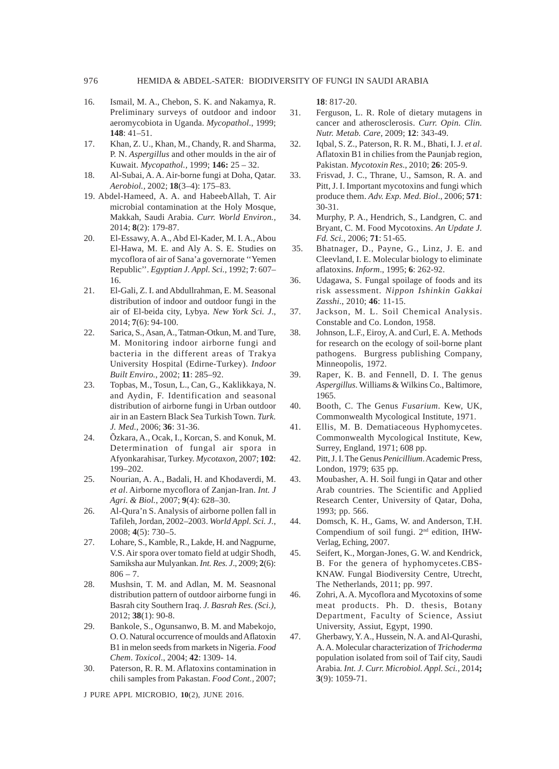16. Ismail, M. A., Chebon, S. K. and Nakamya, R. Preliminary surveys of outdoor and indoor aeromycobiota in Uganda. *Mycopathol*., 1999; **148**: 41–51.
17. Khan, Z. U., Khan, M., Chandy, R. and Sharma, P. N. *Aspergillus* and other moulds in the air of Kuwait. *Mycopathol.*, 1999; **146:** 25 – 32.
18. Al-Subai, A. A. Air-borne fungi at Doha, Qatar. *Aerobiol.*, 2002; **18**(3–4): 175–83.
19. Abdel-Hameed, A. A. and HabeebAllah, T. Air microbial contamination at the Holy Mosque, Makkah, Saudi Arabia. *Curr. World Environ.*, 2014; **8**(2): 179-87.
20. El-Essawy, A. A., Abd El-Kader, M. I. A., Abou El-Hawa, M. E. and Aly A. S. E. Studies on mycoflora of air of Sana'a governorate ''Yemen Republic''. *Egyptian J. Appl. Sci.*, 1992; **7**: 607–16.
21. El-Gali, Z. I. and Abdullrahman, E. M. Seasonal distribution of indoor and outdoor fungi in the air of El-beida city, Lybya. *New York Sci. J*., 2014; **7**(6): 94-100.
22. Sarica, S., Asan, A., Tatman-Otkun, M. and Ture, M. Monitoring indoor airborne fungi and bacteria in the different areas of Trakya University Hospital (Edirne-Turkey). *Indoor Built Enviro.*, 2002; **11**: 285–92.
23. Topbas, M., Tosun, L., Can, G., Kaklikkaya, N. and Aydin, F. Identification and seasonal distribution of airborne fungi in Urban outdoor air in an Eastern Black Sea Turkish Town. *Turk. J. Med.*, 2006; **36**: 31-36.
24. Õzkara, A., Ocak, I., Korcan, S. and Konuk, M. Determination of fungal air spora in Afyonkarahisar, Turkey. *Mycotaxon*, 2007; **102**: 199–202.
25. Nourian, A. A., Badali, H. and Khodaverdi, M. *et al*. Airborne mycoflora of Zanjan-Iran. *Int. J Agri. & Biol.*, 2007; **9**(4): 628–30.
26. Al-Qura'n S. Analysis of airborne pollen fall in Tafileh, Jordan, 2002–2003. *World Appl. Sci. J.*, 2008; **4**(5): 730–5.
27. Lohare, S., Kamble, R., Lakde, H. and Nagpurne, V.S. Air spora over tomato field at udgir Shodh, Samiksha aur Mulyankan. *Int. Res. J*., 2009; **2**(6): 806 – 7.
28. Mushsin, T. M. and Adlan, M. M. Seasnonal distribution pattern of outdoor airborne fungi in Basrah city Southern Iraq. *J. Basrah Res. (Sci.)*, 2012; **38**(1): 90-8.
29. Bankole, S., Ogunsanwo, B. M. and Mabekojo, O. O. Natural occurrence of moulds and Aflatoxin B1 in melon seeds from markets in Nigeria. *Food Chem. Toxicol*., 2004; **42**: 1309- 14.
30. Paterson, R. R. M. Aflatoxins contamination in chili samples from Pakastan. *Food Cont.*, 2007; **18**: 817-20.
31. Ferguson, L. R. Role of dietary mutagens in cancer and atherosclerosis. *Curr. Opin. Clin. Nutr. Metab. Care*, 2009; **12**: 343-49.
32. Iqbal, S. Z., Paterson, R. R. M., Bhati, I. J. *et al*. Aflatoxin B1 in chilies from the Paunjab region, Pakistan. *Mycotoxin Res*., 2010; **26**: 205-9.
33. Frisvad, J. C., Thrane, U., Samson, R. A. and Pitt, J. I. Important mycotoxins and fungi which produce them. *Adv. Exp. Med. Biol*., 2006; **571**: 30-31.
34. Murphy, P. A., Hendrich, S., Landgren, C. and Bryant, C. M. Food Mycotoxins. *An Update J. Fd. Sci.*, 2006; **71**: 51-65.
35. Bhatnager, D., Payne, G., Linz, J. E. and Cleevland, I. E. Molecular biology to eliminate aflatoxins. *Inform*., 1995; **6**: 262-92.
36. Udagawa, S. Fungal spoilage of foods and its risk assessment. *Nippon Ishinkin Gakkai Zasshi.*, 2010; **46**: 11-15.
37. Jackson, M. L. Soil Chemical Analysis. Constable and Co. London, 1958.
38. Johnson, L.F., Eiroy, A. and Curl, E. A. Methods for research on the ecology of soil-borne plant pathogens. Burgress publishing Company, Minneopolis, 1972.
39. Raper, K. B. and Fennell, D. I. The genus *Aspergillus*. Williams & Wilkins Co., Baltimore, 1965.
40. Booth, C. The Genus *Fusarium*. Kew, UK, Commonwealth Mycological Institute, 1971.
41. Ellis, M. B. Dematiaceous Hyphomycetes. Commonwealth Mycological Institute, Kew, Surrey, England, 1971; 608 pp.
42. Pitt, J. I. The Genus *Penicillium*. Academic Press, London, 1979; 635 pp.
43. Moubasher, A. H. Soil fungi in Qatar and other Arab countries. The Scientific and Applied Research Center, University of Qatar, Doha, 1993; pp. 566.
44. Domsch, K. H., Gams, W. and Anderson, T.H. Compendium of soil fungi. 2nd edition, IHW-Verlag, Eching, 2007.
45. Seifert, K., Morgan-Jones, G. W. and Kendrick, B. For the genera of hyphomycetes.CBS-KNAW. Fungal Biodiversity Centre, Utrecht, The Netherlands, 2011; pp. 997.
46. Zohri, A. A. Mycoflora and Mycotoxins of some meat products. Ph. D. thesis, Botany Department, Faculty of Science, Assiut University, Assiut, Egypt, 1990.
47. Gherbawy, Y. A., Hussein, N. A. and Al-Qurashi, A. A. Molecular characterization of *Trichoderma* population isolated from soil of Taif city, Saudi Arabia. *Int. J. Curr. Microbiol. Appl. Sci.*, 2014**;** **3**(9): 1059-71.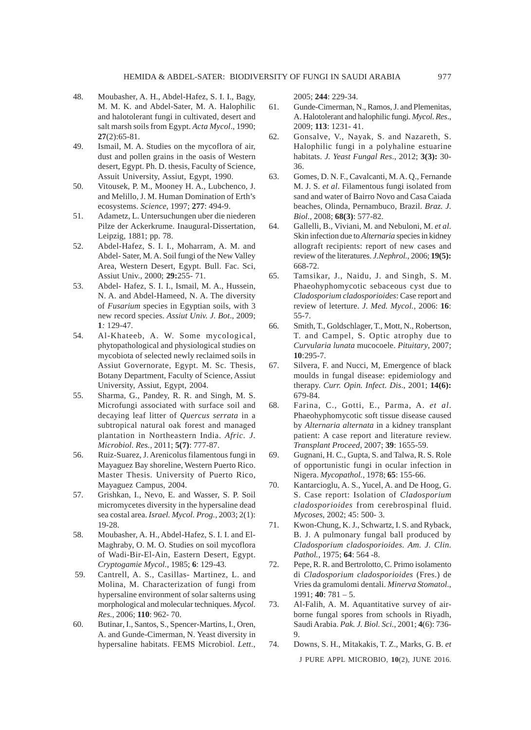48. Moubasher, A. H., Abdel-Hafez, S. I. I., Bagy, M. M. K. and Abdel-Sater, M. A. Halophilic and halotolerant fungi in cultivated, desert and salt marsh soils from Egypt. *Acta Mycol*., 1990; **27**(2):65-81.
49. Ismail, M. A. Studies on the mycoflora of air, dust and pollen grains in the oasis of Western desert, Egypt. Ph. D. thesis, Faculty of Science, Assuit University, Assiut, Egypt, 1990.
50. Vitousek, P. M., Mooney H. A., Lubchenco, J. and Melillo, J. M. Human Domination of Erth's ecosystems. *Science*, 1997; **277**: 494-9.
51. Adametz, L. Untersuchungen uber die niederen Pilze der Ackerkrume. Inaugural-Dissertation, Leipzig, 1881; pp. 78.
52. Abdel-Hafez, S. I. I., Moharram, A. M. and Abdel- Sater, M. A. Soil fungi of the New Valley Area, Western Desert, Egypt. Bull. Fac. Sci, Assiut Univ., 2000; **29:**255- 71.
53. Abdel- Hafez, S. I. I., Ismail, M. A., Hussein, N. A. and Abdel-Hameed, N. A. The diversity of *Fusarium* species in Egyptian soils, with 3 new record species. *Assiut Univ. J. Bot*., 2009; **1***:* 129-47.
54. Al-Khateeb, A. W. Some mycological, phytopathological and physiological studies on mycobiota of selected newly reclaimed soils in Assiut Governorate, Egypt. M. Sc. Thesis, Botany Department, Faculty of Science, Assiut University, Assiut, Egypt, 2004.
55. Sharma, G., Pandey, R. R. and Singh, M. S. Microfungi associated with surface soil and decaying leaf litter of *Quercus serrata* in a subtropical natural oak forest and managed plantation in Northeastern India. *Afric. J. Microbiol. Res.*, 2011; **5(7)**: 777-87.
56. Ruiz-Suarez, J. Arenicolus filamentous fungi in Mayaguez Bay shoreline, Western Puerto Rico. Master Thesis. University of Puerto Rico, Mayaguez Campus, 2004.
57. Grishkan, I., Nevo, E. and Wasser, S. P. Soil micromycetes diversity in the hypersaline dead sea costal area. *Israel. Mycol. Prog.*, 2003; 2(1): 19-28.
58. Moubasher, A. H., Abdel-Hafez, S. I. I. and El-Maghraby, O. M. O. Studies on soil mycoflora of Wadi-Bir-El-Ain, Eastern Desert, Egypt. *Cryptogamie Mycol.*, 1985; **6**: 129-43.
59. Cantrell, A. S., Casillas- Martinez, L. and Molina, M. Characterization of fungi from hypersaline environment of solar salterns using morphological and molecular techniques. *Mycol. Res.*, 2006; **110**: 962- 70.
60. Butinar, I., Santos, S., Spencer-Martins, I., Oren, A. and Gunde-Cimerman, N. Yeast diversity in hypersaline habitats. FEMS Microbiol. *Lett*., 2005; **244**: 229-34.
61. Gunde-Cimerman, N., Ramos, J. and Plemenitas, A. Halotolerant and halophilic fungi. *Mycol. Res*., 2009; **113**: 1231- 41.
62. Gonsalve, V., Nayak, S. and Nazareth, S. Halophilic fungi in a polyhaline estuarine habitats. *J. Yeast Fungal Res*., 2012; **3(3):** 30-36.
63. Gomes, D. N. F., Cavalcanti, M. A. Q., Fernande M. J. S. *et al*. Filamentous fungi isolated from sand and water of Bairro Novo and Casa Caiada beaches, Olinda, Pernambuco, Brazil. *Braz. J. Biol.*, 2008; **68(3)**: 577-82.
64. Gallelli, B., Viviani, M. and Nebuloni, M. *et al.* Skin infection due to *Alternaria* species in kidney allograft recipients: report of new cases and review of the literatures. *J.Nephrol.*, 2006; **19(5):** 668-72.
65. Tamsikar, J., Naidu, J. and Singh, S. M. Phaeohyphomycotic sebaceous cyst due to *Cladosporium cladosporioides*: Case report and review of leterture. *J. Med. Mycol.*, 2006: **16**: 55-7.
66. Smith, T., Goldschlager, T., Mott, N., Robertson, T. and Campel, S. Optic atrophy due to *Curvularia lunata* mucocoele. *Pituitary*, 2007; **10**:295-7.
67. Silvera, F. and Nucci, M, Emergence of black moulds in fungal disease: epidemiology and therapy. *Curr. Opin. Infect. Dis*., 2001; **14(6):** 679-84.
68. Farina, C., Gotti, E., Parma, A. *et al*. Phaeohyphomycotic soft tissue disease caused by *Alternaria alternata* in a kidney transplant patient: A case report and literature review. *Transplant Proceed*, 2007; **39**: 1655-59.
69. Gugnani, H. C., Gupta, S. and Talwa, R. S. Role of opportunistic fungi in ocular infection in Nigera. *Mycopathol.*, 1978; **65**: 155-66.
70. Kantarcioglu, A. S., Yucel, A. and De Hoog, G. S. Case report: Isolation of *Cladosporium cladosporioides* from cerebrospinal fluid. *Mycoses*, 2002; 45: 500- 3.
71. Kwon-Chung, K. J., Schwartz, I. S. and Ryback, B. J. A pulmonary fungal ball produced by *Cladosporium cladosporioides*. *Am. J. Clin. Pathol.*, 1975; **64**: 564 -8.
72. Pepe, R. R. and Bertrolotto, C. Primo isolamento di *Cladosporium cladosporioides* (Fres.) de Vries da gramulomi dentali. *Minerva Stomatol*., 1991; **40**: 781 – 5.
73. Al-Falih, A. M. Aquantitative survey of air-borne fungal spores from schools in Riyadh, Saudi Arabia. *Pak. J. Biol. Sci.*, 2001; **4**(6): 736-9.
74. Downs, S. H., Mitakakis, T. Z., Marks, G. B. *et*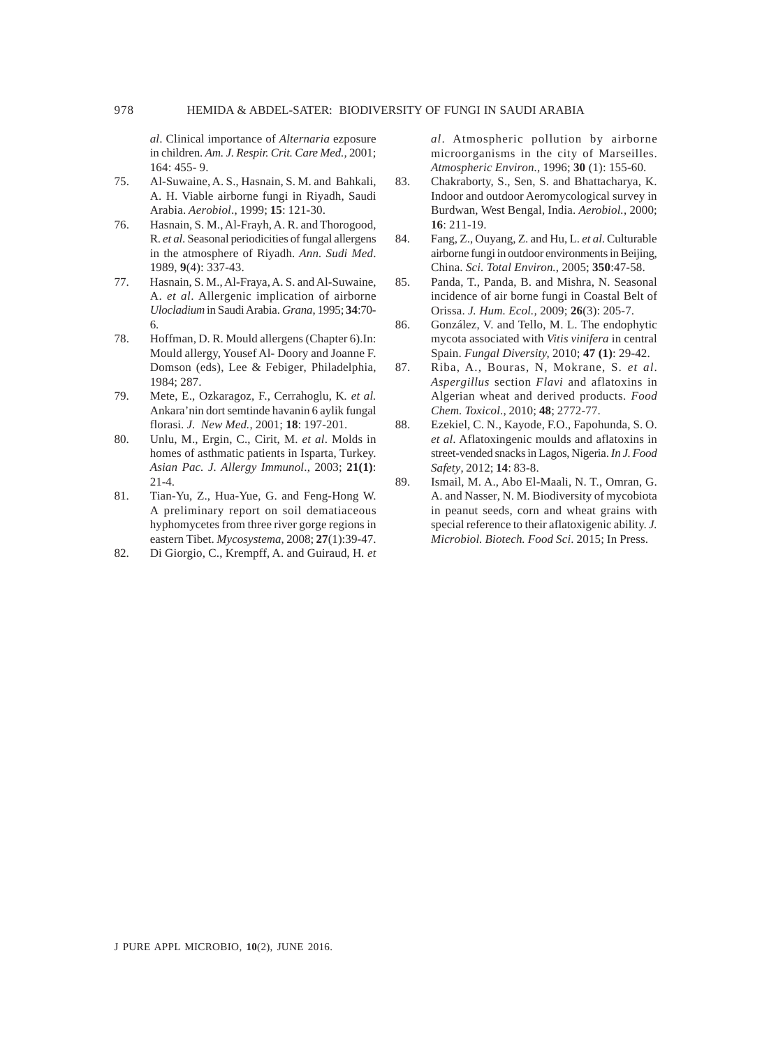*al*. Clinical importance of *Alternaria* ezposure in children. *Am. J. Respir. Crit. Care Med.*, 2001; 164: 455- 9.

75. Al-Suwaine, A. S., Hasnain, S. M. and Bahkali, A. H. Viable airborne fungi in Riyadh, Saudi Arabia. *Aerobiol*., 1999; **15**: 121-30.
76. Hasnain, S. M., Al-Frayh, A. R. and Thorogood, R. *et al*. Seasonal periodicities of fungal allergens in the atmosphere of Riyadh. *Ann. Sudi Med*. 1989, **9**(4): 337-43.
77. Hasnain, S. M., Al-Fraya, A. S. and Al-Suwaine, A. *et al*. Allergenic implication of airborne *Ulocladium* in Saudi Arabia. *Grana*, 1995; **34**:70-6.
78. Hoffman, D. R. Mould allergens (Chapter 6).In: Mould allergy, Yousef Al- Doory and Joanne F. Domson (eds), Lee & Febiger, Philadelphia, 1984; 287.
79. Mete, E., Ozkaragoz, F., Cerrahoglu, K. *et al.* Ankara'nin dort semtinde havanin 6 aylik fungal florasi. *J. New Med.*, 2001; **18**: 197-201.
80. Unlu, M., Ergin, C., Cirit, M. *et al*. Molds in homes of asthmatic patients in Isparta, Turkey. *Asian Pac. J. Allergy Immunol*., 2003; **21(1)**: 21-4.
81. Tian-Yu, Z., Hua-Yue, G. and Feng-Hong W. A preliminary report on soil dematiaceous hyphomycetes from three river gorge regions in eastern Tibet. *Mycosystema*, 2008; **27**(1):39-47.
82. Di Giorgio, C., Krempff, A. and Guiraud, H. *et al*. Atmospheric pollution by airborne microorganisms in the city of Marseilles. *Atmospheric Environ.*, 1996; **30** (1): 155-60.
83. Chakraborty, S., Sen, S. and Bhattacharya, K. Indoor and outdoor Aeromycological survey in Burdwan, West Bengal, India. *Aerobiol.*, 2000; **16**: 211-19.
84. Fang, Z., Ouyang, Z. and Hu, L. *et al*. Culturable airborne fungi in outdoor environments in Beijing, China. *Sci. Total Environ.*, 2005; **350**:47-58.
85. Panda, T., Panda, B. and Mishra, N. Seasonal incidence of air borne fungi in Coastal Belt of Orissa. *J. Hum. Ecol.*, 2009; **26**(3): 205-7.
86. González, V. and Tello, M. L. The endophytic mycota associated with *Vitis vinifera* in central Spain. *Fungal Diversity*, 2010; **47 (1)**: 29-42.
87. Riba, A., Bouras, N, Mokrane, S. *et al*. *Aspergillus* section *Flavi* and aflatoxins in Algerian wheat and derived products. *Food Chem. Toxicol.*, 2010; **48**; 2772-77.
88. Ezekiel, C. N., Kayode, F.O., Fapohunda, S. O. *et al*. Aflatoxingenic moulds and aflatoxins in street-vended snacks in Lagos, Nigeria. *In J. Food Safety*, 2012; **14**: 83-8.
89. Ismail, M. A., Abo El-Maali, N. T., Omran, G. A. and Nasser, N. M. Biodiversity of mycobiota in peanut seeds, corn and wheat grains with special reference to their aflatoxigenic ability. *J. Microbiol. Biotech. Food Sci*. 2015; In Press.